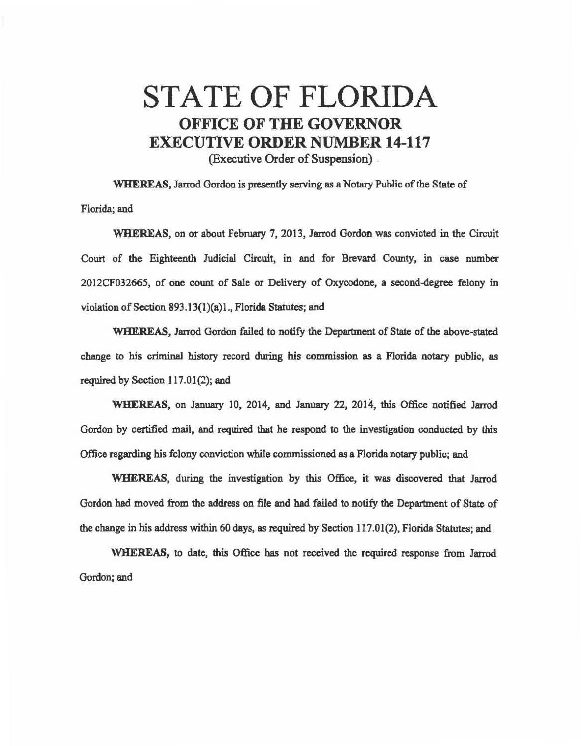# STATE OF FLORIDA

## OFFICE OF THE GOVERNOR

## EXECUTIVE ORDER NUMBER 14-117

(Executive Order of Suspension)

**WHEREAS,** Jarrod Gordon is presently serving as a Notary Public of the State of Florida; and

**WHEREAS,** on or about February 7, 2013, Jarrod Gordon was convicted in the Circuit Court of the Eighteenth Judicial Circuit, in and for Brevard County, in case number 2012CF032665, of one count of Sale or Delivery of Oxycodone, a second-degree felony in violation of Section 893.13(1)(a)1., Florida Statutes; and

**WHEREAS,** Jarrod Gordon failed to notify the Department of State of the above-stated change to his criminal history record during his commission as a Florida notary public, as required by Section 117.01(2); and

**WHEREAS,** on January 10, 2014, and January 22, 2014, this Office notified Jarrod Gordon by certified mail, and required that he respond to the investigation conducted by this Office regarding his felony conviction while commissioned as a Florida notary public; and

**WHEREAS,** during the investigation by this Office, it was discovered that Jarrod Gordon had moved from the address on file and had failed to notify the Department of State of the change in his address within 60 days, as required by Section 117.01(2), Florida Statutes; and

**WHEREAS,** to date, this Office has not received the required response from Jarrod Gordon; and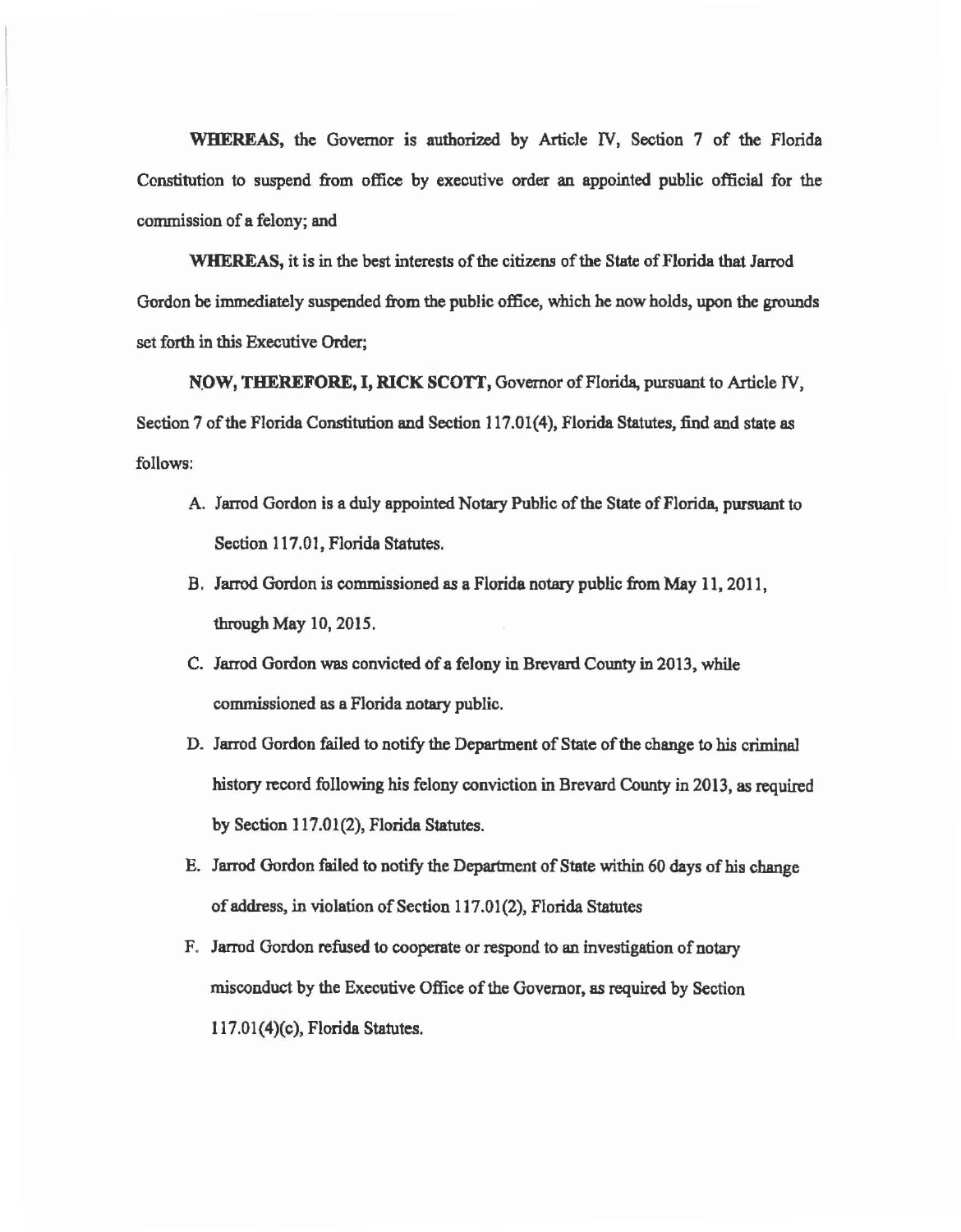**WHEREAS,** the Governor is authorized by Article IV, Section 7 of the Florida Constitution to suspend from office by executive order an appointed public official for the commission of a felony; and

**WHEREAS,** it is in the best interests of the citizens of the State of Florida that Jarrod Gordon be immediately suspended from the public office, which he now holds, upon the grounds set forth in this Executive Order;

**NOW, THEREFORE, I, RICK SCOTT,** Governor of Florida, pursuant to Article IV, Section 7 of the Florida Constitution and Section 117.01(4), Florida Statutes, find and state as follows:

A. Jarrod Gordon is a duly appointed Notary Public of the State of Florida, pursuant to Section 117.01, Florida Statutes.

B. Jarrod Gordon is commissioned as a Florida notary public from May 11, 2011, through May 10, 2015.

C. Jarrod Gordon was convicted of a felony in Brevard County in 2013, while commissioned as a Florida notary public.

D. Jarrod Gordon failed to notify the Department of State of the change to his criminal history record following his felony conviction in Brevard County in 2013, as required by Section 117.01(2), Florida Statutes.

E. Jarrod Gordon failed to notify the Department of State within 60 days of his change of address, in violation of Section 117.01(2), Florida Statutes

F. Jarrod Gordon refused to cooperate or respond to an investigation of notary misconduct by the Executive Office of the Governor, as required by Section 117.01(4)(c), Florida Statutes.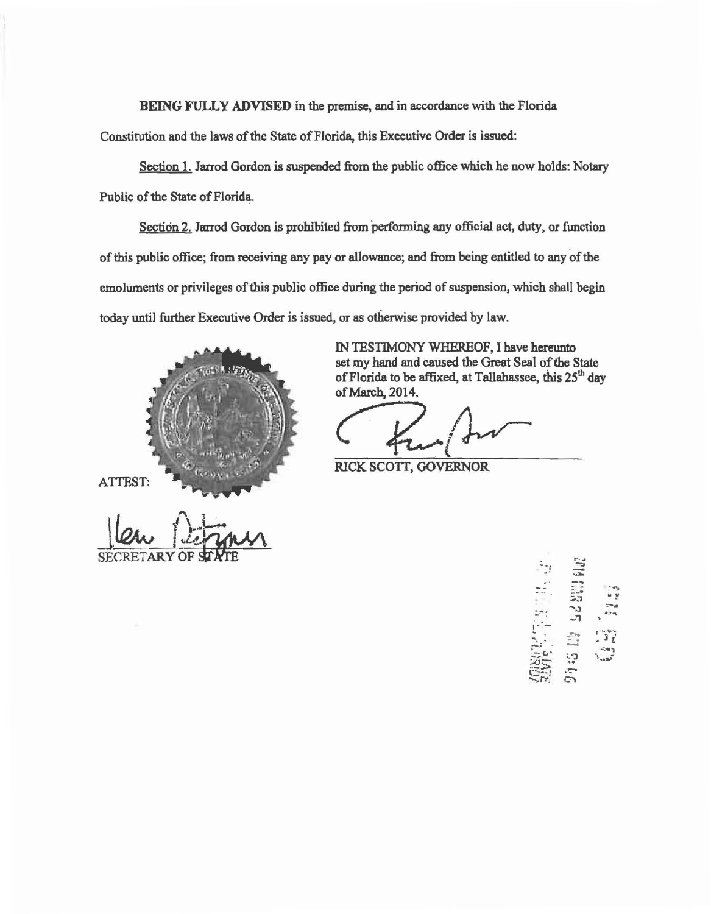**BEING FULLY ADVISED** in the premise, and in accordance with the Florida Constitution and the laws of the State of Florida, this Executive Order is issued:

Section 1. Jarrod Gordon is suspended from the public office which he now holds: Notary Public of the State of Florida.

Section 2. Jarrod Gordon is prohibited from performing any official act, duty, or function of this public office; from receiving any pay or allowance; and from being entitled to any of the emoluments or privileges of this public office during the period of suspension, which shall begin today until further Executive Order is issued, or as otherwise provided by law.

IN TESTIMONY WHEREOF, I have hereunto set my hand and caused the Great Seal of the State of Florida to be affixed, at Tallahassee, this 25th day of March, 2014.

RICK SCOTT, GOVERNOR

ATTEST:

SECRETARY OF STATE